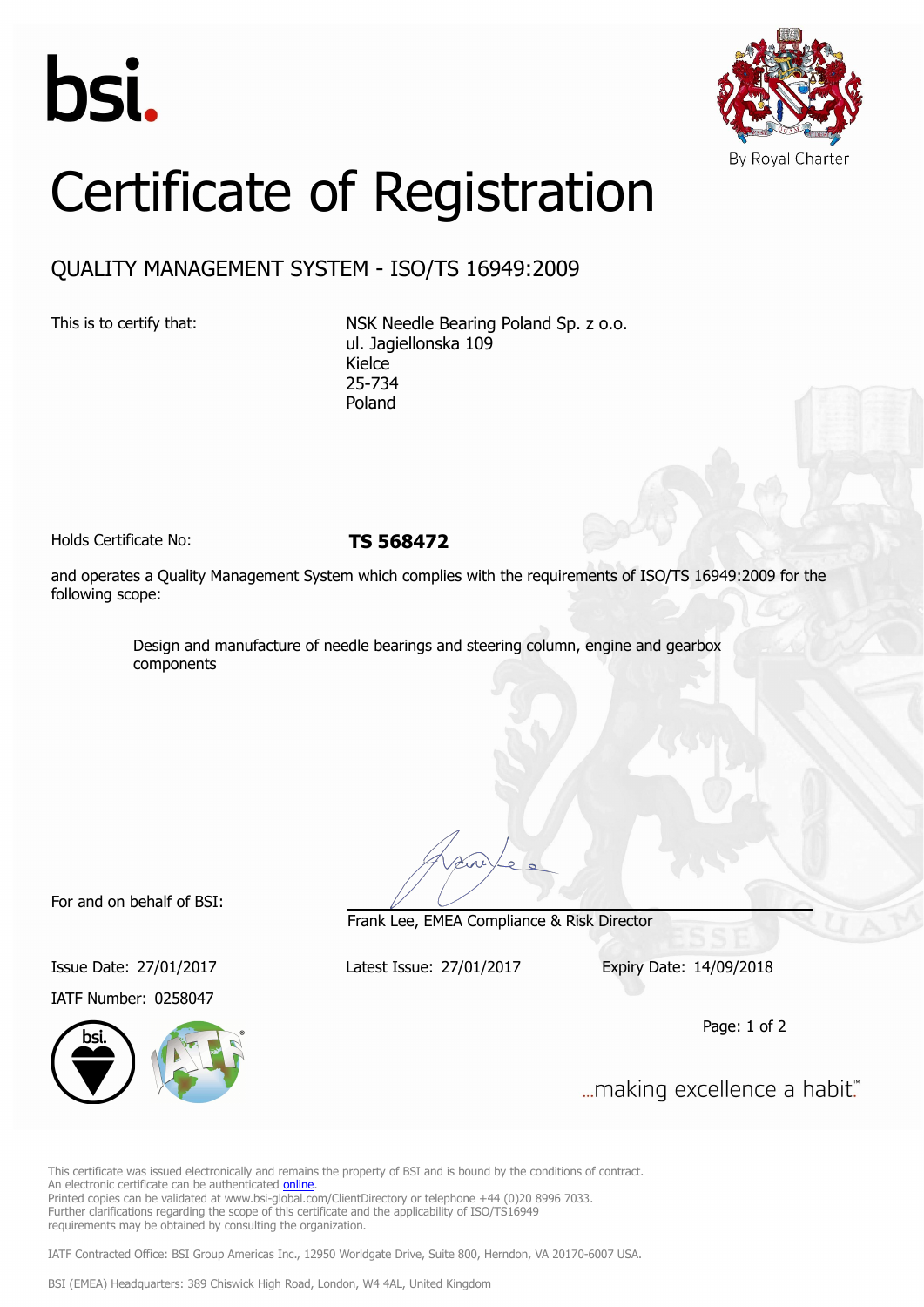bsi.

By Royal Charter

# Certificate of Registration

## QUALITY MANAGEMENT SYSTEM - ISO/TS 16949:2009

This is to certify that:

NSK Needle Bearing Poland Sp. z o.o.
ul. Jagiellonska 109
Kielce
25-734
Poland

Holds Certificate No: **TS 568472**

and operates a Quality Management System which complies with the requirements of ISO/TS 16949:2009 for the following scope:

Design and manufacture of needle bearings and steering column, engine and gearbox components

For and on behalf of BSI:

Frank Lee, EMEA Compliance & Risk Director

Issue Date: 27/01/2017

Latest Issue: 27/01/2017

Expiry Date: 14/09/2018

IATF Number: 0258047

...making excellence a habit.™

This certificate was issued electronically and remains the property of BSI and is bound by the conditions of contract.
An electronic certificate can be authenticated online.
Printed copies can be validated at www.bsi-global.com/ClientDirectory or telephone +44 (0)20 8996 7033.
Further clarifications regarding the scope of this certificate and the applicability of ISO/TS16949 requirements may be obtained by consulting the organization.

IATF Contracted Office: BSI Group Americas Inc., 12950 Worldgate Drive, Suite 800, Herndon, VA 20170-6007 USA.

BSI (EMEA) Headquarters: 389 Chiswick High Road, London, W4 4AL, United Kingdom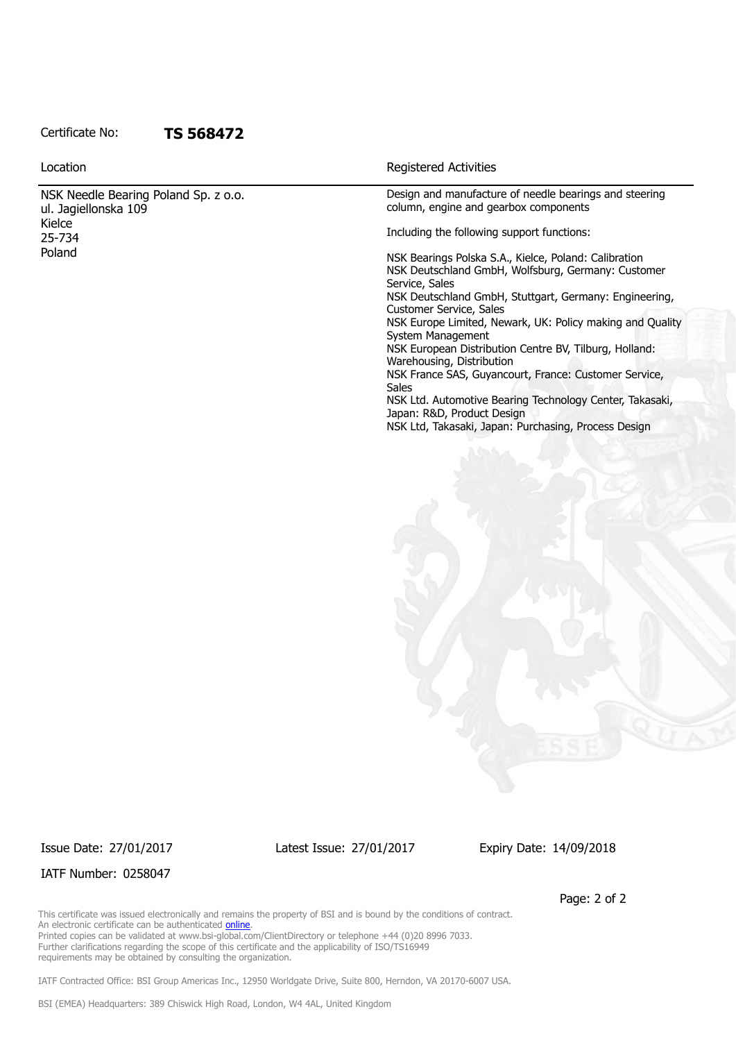Certificate No: **TS 568472**

| Location | Registered Activities |
| --- | --- |
| NSK Needle Bearing Poland Sp. z o.o.<br>ul. Jagiellonska 109<br>Kielce<br>25-734<br>Poland | Design and manufacture of needle bearings and steering column, engine and gearbox components<br><br>Including the following support functions:<br><br>NSK Bearings Polska S.A., Kielce, Poland: Calibration<br>NSK Deutschland GmbH, Wolfsburg, Germany: Customer Service, Sales<br>NSK Deutschland GmbH, Stuttgart, Germany: Engineering, Customer Service, Sales<br>NSK Europe Limited, Newark, UK: Policy making and Quality System Management<br>NSK European Distribution Centre BV, Tilburg, Holland: Warehousing, Distribution<br>NSK France SAS, Guyancourt, France: Customer Service, Sales<br>NSK Ltd. Automotive Bearing Technology Center, Takasaki, Japan: R&D, Product Design<br>NSK Ltd, Takasaki, Japan: Purchasing, Process Design |

Issue Date: 27/01/2017 Latest Issue: 27/01/2017 Expiry Date: 14/09/2018

IATF Number: 0258047

This certificate was issued electronically and remains the property of BSI and is bound by the conditions of contract.
An electronic certificate can be authenticated online.
Printed copies can be validated at www.bsi-global.com/ClientDirectory or telephone +44 (0)20 8996 7033.
Further clarifications regarding the scope of this certificate and the applicability of ISO/TS16949 requirements may be obtained by consulting the organization.

IATF Contracted Office: BSI Group Americas Inc., 12950 Worldgate Drive, Suite 800, Herndon, VA 20170-6007 USA.

BSI (EMEA) Headquarters: 389 Chiswick High Road, London, W4 4AL, United Kingdom